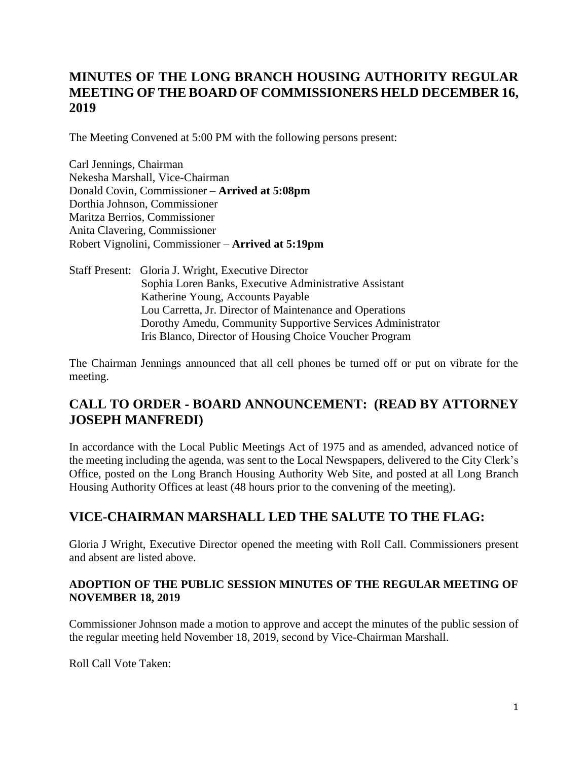## MINUTES OF THE LONG BRANCH HOUSING AUTHORITY REGULAR MEETING OF THE BOARD OF COMMISSIONERS HELD DECEMBER 16, 2019

The Meeting Convened at 5:00 PM with the following persons present:

Carl Jennings, Chairman
Nekesha Marshall, Vice-Chairman
Donald Covin, Commissioner – **Arrived at 5:08pm**
Dorthia Johnson, Commissioner
Maritza Berrios, Commissioner
Anita Clavering, Commissioner
Robert Vignolini, Commissioner – **Arrived at 5:19pm**

Staff Present: Gloria J. Wright, Executive Director
Sophia Loren Banks, Executive Administrative Assistant
Katherine Young, Accounts Payable
Lou Carretta, Jr. Director of Maintenance and Operations
Dorothy Amedu, Community Supportive Services Administrator
Iris Blanco, Director of Housing Choice Voucher Program

The Chairman Jennings announced that all cell phones be turned off or put on vibrate for the meeting.

## CALL TO ORDER - BOARD ANNOUNCEMENT: (READ BY ATTORNEY JOSEPH MANFREDI)

In accordance with the Local Public Meetings Act of 1975 and as amended, advanced notice of the meeting including the agenda, was sent to the Local Newspapers, delivered to the City Clerk's Office, posted on the Long Branch Housing Authority Web Site, and posted at all Long Branch Housing Authority Offices at least (48 hours prior to the convening of the meeting).

## VICE-CHAIRMAN MARSHALL LED THE SALUTE TO THE FLAG:

Gloria J Wright, Executive Director opened the meeting with Roll Call. Commissioners present and absent are listed above.

### ADOPTION OF THE PUBLIC SESSION MINUTES OF THE REGULAR MEETING OF NOVEMBER 18, 2019

Commissioner Johnson made a motion to approve and accept the minutes of the public session of the regular meeting held November 18, 2019, second by Vice-Chairman Marshall.

Roll Call Vote Taken: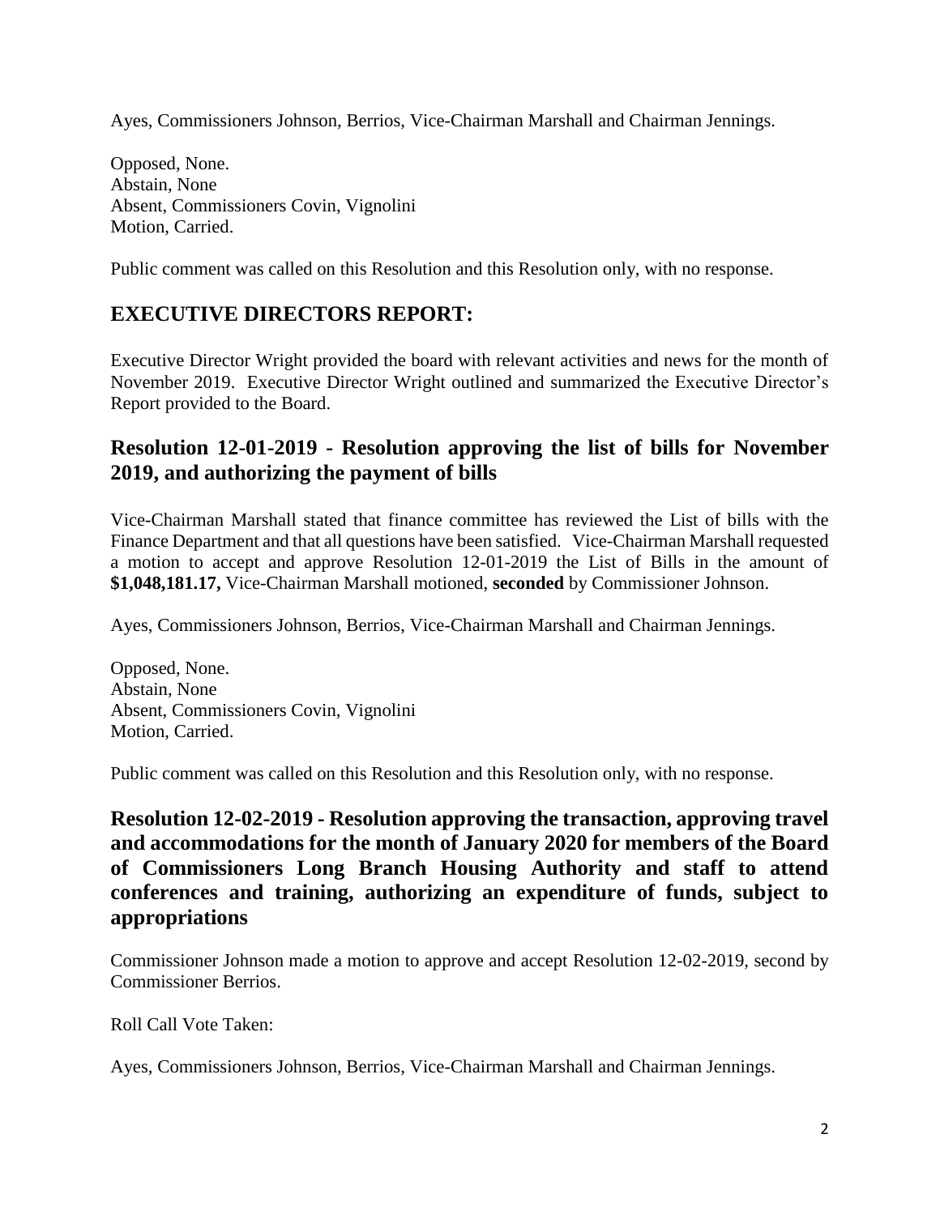Ayes, Commissioners Johnson, Berrios, Vice-Chairman Marshall and Chairman Jennings.

Opposed, None.
Abstain, None
Absent, Commissioners Covin, Vignolini
Motion, Carried.

Public comment was called on this Resolution and this Resolution only, with no response.

## EXECUTIVE DIRECTORS REPORT:

Executive Director Wright provided the board with relevant activities and news for the month of November 2019. Executive Director Wright outlined and summarized the Executive Director's Report provided to the Board.

## Resolution 12-01-2019 - Resolution approving the list of bills for November 2019, and authorizing the payment of bills

Vice-Chairman Marshall stated that finance committee has reviewed the List of bills with the Finance Department and that all questions have been satisfied. Vice-Chairman Marshall requested a motion to accept and approve Resolution 12-01-2019 the List of Bills in the amount of **$1,048,181.17,** Vice-Chairman Marshall motioned, **seconded** by Commissioner Johnson.

Ayes, Commissioners Johnson, Berrios, Vice-Chairman Marshall and Chairman Jennings.

Opposed, None.
Abstain, None
Absent, Commissioners Covin, Vignolini
Motion, Carried.

Public comment was called on this Resolution and this Resolution only, with no response.

## Resolution 12-02-2019 - Resolution approving the transaction, approving travel and accommodations for the month of January 2020 for members of the Board of Commissioners Long Branch Housing Authority and staff to attend conferences and training, authorizing an expenditure of funds, subject to appropriations

Commissioner Johnson made a motion to approve and accept Resolution 12-02-2019, second by Commissioner Berrios.

Roll Call Vote Taken:

Ayes, Commissioners Johnson, Berrios, Vice-Chairman Marshall and Chairman Jennings.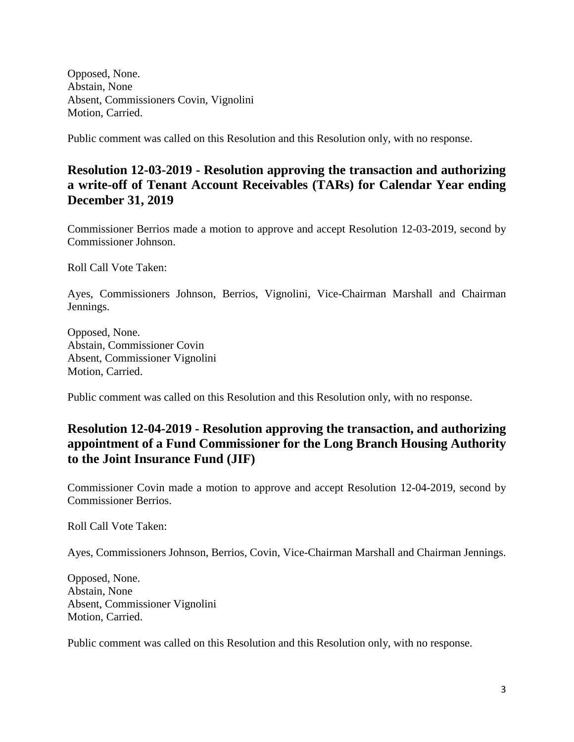Opposed, None.
Abstain, None
Absent, Commissioners Covin, Vignolini
Motion, Carried.

Public comment was called on this Resolution and this Resolution only, with no response.

## Resolution 12-03-2019 - Resolution approving the transaction and authorizing a write-off of Tenant Account Receivables (TARs) for Calendar Year ending December 31, 2019

Commissioner Berrios made a motion to approve and accept Resolution 12-03-2019, second by Commissioner Johnson.

Roll Call Vote Taken:

Ayes, Commissioners Johnson, Berrios, Vignolini, Vice-Chairman Marshall and Chairman Jennings.

Opposed, None.
Abstain, Commissioner Covin
Absent, Commissioner Vignolini
Motion, Carried.

Public comment was called on this Resolution and this Resolution only, with no response.

## Resolution 12-04-2019 - Resolution approving the transaction, and authorizing appointment of a Fund Commissioner for the Long Branch Housing Authority to the Joint Insurance Fund (JIF)

Commissioner Covin made a motion to approve and accept Resolution 12-04-2019, second by Commissioner Berrios.

Roll Call Vote Taken:

Ayes, Commissioners Johnson, Berrios, Covin, Vice-Chairman Marshall and Chairman Jennings.

Opposed, None.
Abstain, None
Absent, Commissioner Vignolini
Motion, Carried.

Public comment was called on this Resolution and this Resolution only, with no response.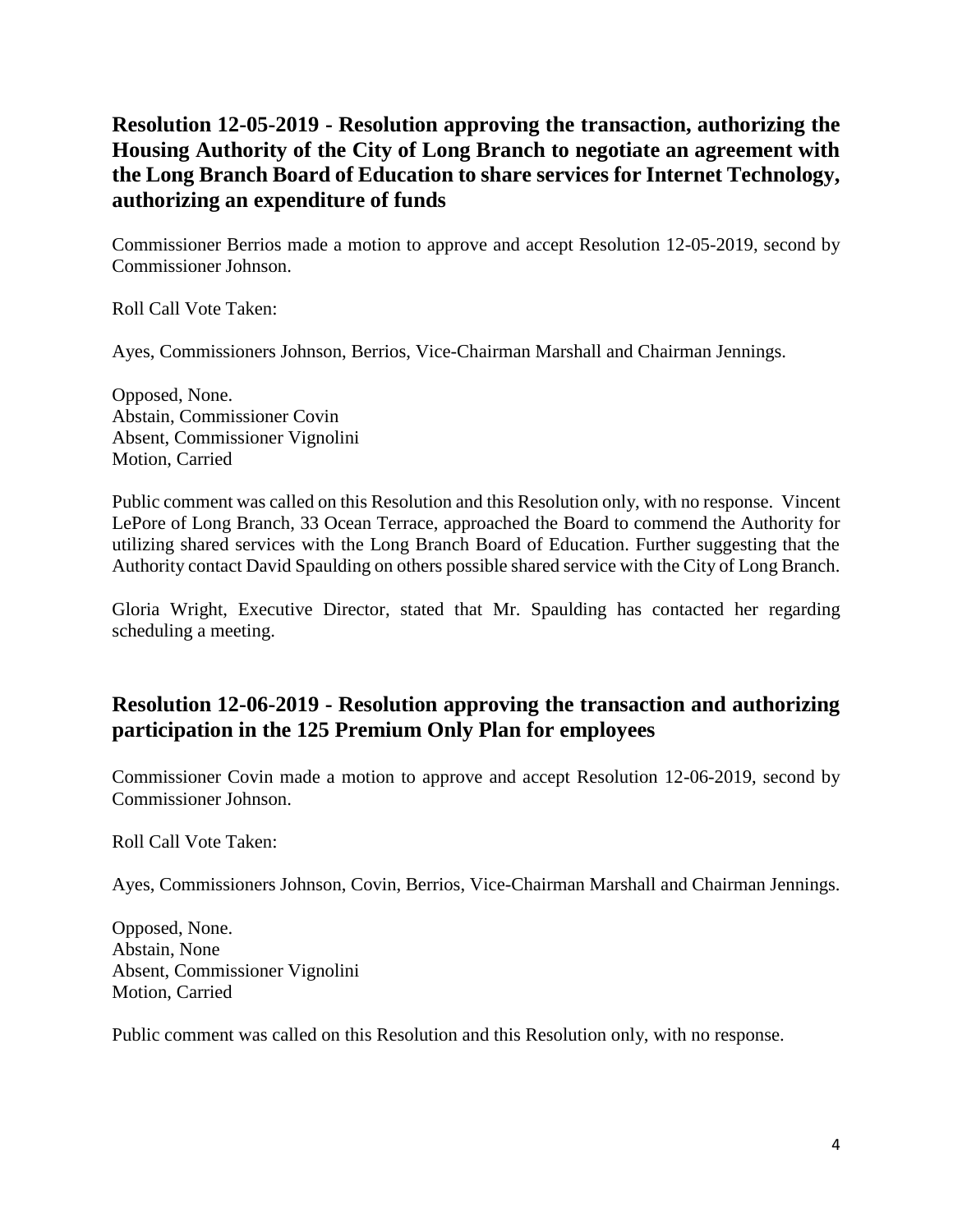## Resolution 12-05-2019 - Resolution approving the transaction, authorizing the Housing Authority of the City of Long Branch to negotiate an agreement with the Long Branch Board of Education to share services for Internet Technology, authorizing an expenditure of funds

Commissioner Berrios made a motion to approve and accept Resolution 12-05-2019, second by Commissioner Johnson.

Roll Call Vote Taken:

Ayes, Commissioners Johnson, Berrios, Vice-Chairman Marshall and Chairman Jennings.

Opposed, None.
Abstain, Commissioner Covin
Absent, Commissioner Vignolini
Motion, Carried

Public comment was called on this Resolution and this Resolution only, with no response. Vincent LePore of Long Branch, 33 Ocean Terrace, approached the Board to commend the Authority for utilizing shared services with the Long Branch Board of Education. Further suggesting that the Authority contact David Spaulding on others possible shared service with the City of Long Branch.

Gloria Wright, Executive Director, stated that Mr. Spaulding has contacted her regarding scheduling a meeting.

## Resolution 12-06-2019 - Resolution approving the transaction and authorizing participation in the 125 Premium Only Plan for employees

Commissioner Covin made a motion to approve and accept Resolution 12-06-2019, second by Commissioner Johnson.

Roll Call Vote Taken:

Ayes, Commissioners Johnson, Covin, Berrios, Vice-Chairman Marshall and Chairman Jennings.

Opposed, None.
Abstain, None
Absent, Commissioner Vignolini
Motion, Carried

Public comment was called on this Resolution and this Resolution only, with no response.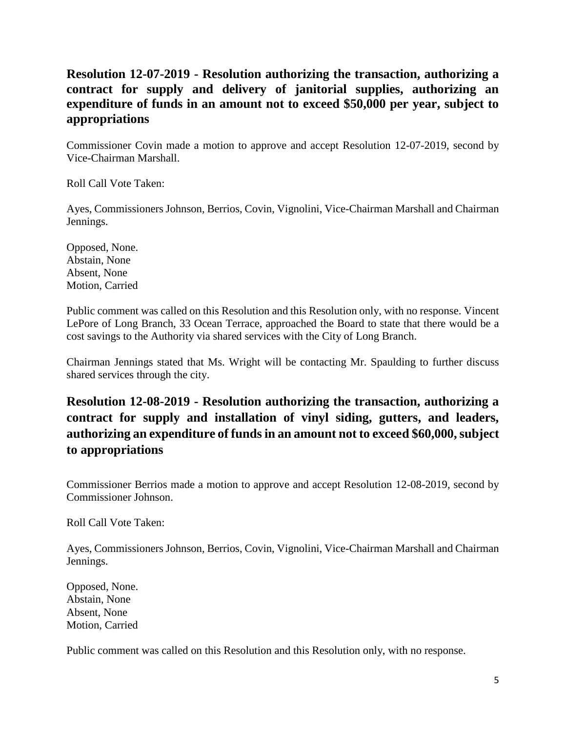## Resolution 12-07-2019 - Resolution authorizing the transaction, authorizing a contract for supply and delivery of janitorial supplies, authorizing an expenditure of funds in an amount not to exceed $50,000 per year, subject to appropriations

Commissioner Covin made a motion to approve and accept Resolution 12-07-2019, second by Vice-Chairman Marshall.

Roll Call Vote Taken:

Ayes, Commissioners Johnson, Berrios, Covin, Vignolini, Vice-Chairman Marshall and Chairman Jennings.

Opposed, None.
Abstain, None
Absent, None
Motion, Carried

Public comment was called on this Resolution and this Resolution only, with no response. Vincent LePore of Long Branch, 33 Ocean Terrace, approached the Board to state that there would be a cost savings to the Authority via shared services with the City of Long Branch.

Chairman Jennings stated that Ms. Wright will be contacting Mr. Spaulding to further discuss shared services through the city.

## Resolution 12-08-2019 - Resolution authorizing the transaction, authorizing a contract for supply and installation of vinyl siding, gutters, and leaders, authorizing an expenditure of funds in an amount not to exceed $60,000, subject to appropriations

Commissioner Berrios made a motion to approve and accept Resolution 12-08-2019, second by Commissioner Johnson.

Roll Call Vote Taken:

Ayes, Commissioners Johnson, Berrios, Covin, Vignolini, Vice-Chairman Marshall and Chairman Jennings.

Opposed, None.
Abstain, None
Absent, None
Motion, Carried

Public comment was called on this Resolution and this Resolution only, with no response.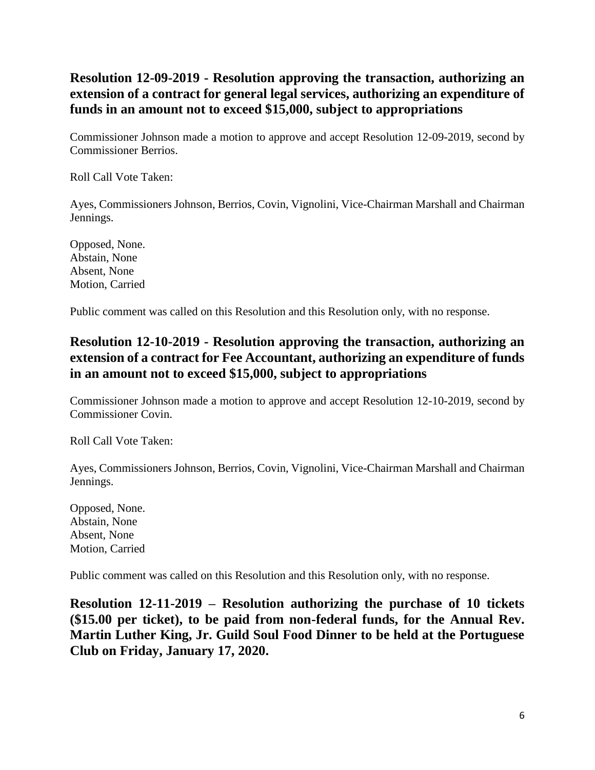## Resolution 12-09-2019 - Resolution approving the transaction, authorizing an extension of a contract for general legal services, authorizing an expenditure of funds in an amount not to exceed $15,000, subject to appropriations

Commissioner Johnson made a motion to approve and accept Resolution 12-09-2019, second by Commissioner Berrios.

Roll Call Vote Taken:

Ayes, Commissioners Johnson, Berrios, Covin, Vignolini, Vice-Chairman Marshall and Chairman Jennings.

Opposed, None.
Abstain, None
Absent, None
Motion, Carried

Public comment was called on this Resolution and this Resolution only, with no response.

## Resolution 12-10-2019 - Resolution approving the transaction, authorizing an extension of a contract for Fee Accountant, authorizing an expenditure of funds in an amount not to exceed $15,000, subject to appropriations

Commissioner Johnson made a motion to approve and accept Resolution 12-10-2019, second by Commissioner Covin.

Roll Call Vote Taken:

Ayes, Commissioners Johnson, Berrios, Covin, Vignolini, Vice-Chairman Marshall and Chairman Jennings.

Opposed, None.
Abstain, None
Absent, None
Motion, Carried

Public comment was called on this Resolution and this Resolution only, with no response.

## Resolution 12-11-2019 – Resolution authorizing the purchase of 10 tickets ($15.00 per ticket), to be paid from non-federal funds, for the Annual Rev. Martin Luther King, Jr. Guild Soul Food Dinner to be held at the Portuguese Club on Friday, January 17, 2020.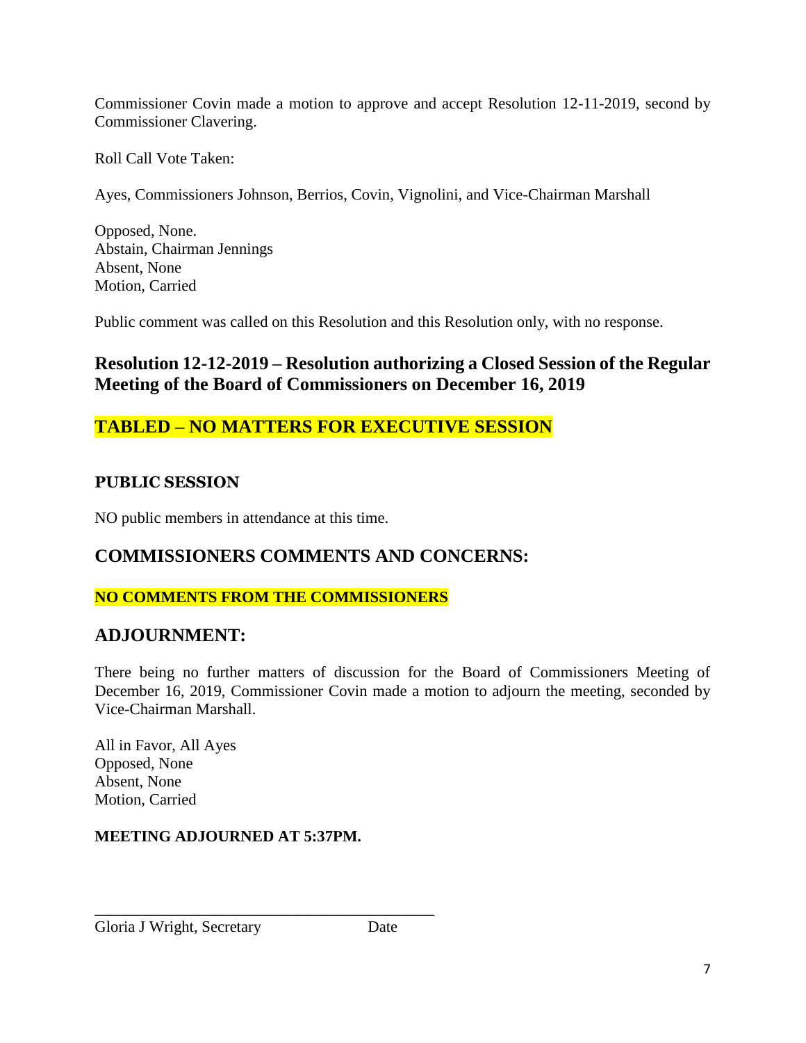Commissioner Covin made a motion to approve and accept Resolution 12-11-2019, second by Commissioner Clavering.

Roll Call Vote Taken:

Ayes, Commissioners Johnson, Berrios, Covin, Vignolini, and Vice-Chairman Marshall

Opposed, None.
Abstain, Chairman Jennings
Absent, None
Motion, Carried

Public comment was called on this Resolution and this Resolution only, with no response.

## Resolution 12-12-2019 – Resolution authorizing a Closed Session of the Regular Meeting of the Board of Commissioners on December 16, 2019

## TABLED – NO MATTERS FOR EXECUTIVE SESSION

### PUBLIC SESSION

NO public members in attendance at this time.

## COMMISSIONERS COMMENTS AND CONCERNS:

**NO COMMENTS FROM THE COMMISSIONERS**

## ADJOURNMENT:

There being no further matters of discussion for the Board of Commissioners Meeting of December 16, 2019, Commissioner Covin made a motion to adjourn the meeting, seconded by Vice-Chairman Marshall.

All in Favor, All Ayes
Opposed, None
Absent, None
Motion, Carried

**MEETING ADJOURNED AT 5:37PM.**

\_\_\_\_\_\_\_\_\_\_\_\_\_\_\_\_\_\_\_\_\_\_\_\_\_\_\_\_\_\_\_\_\_\_\_\_\_\_\_\_\_\_

Gloria J Wright, Secretary Date